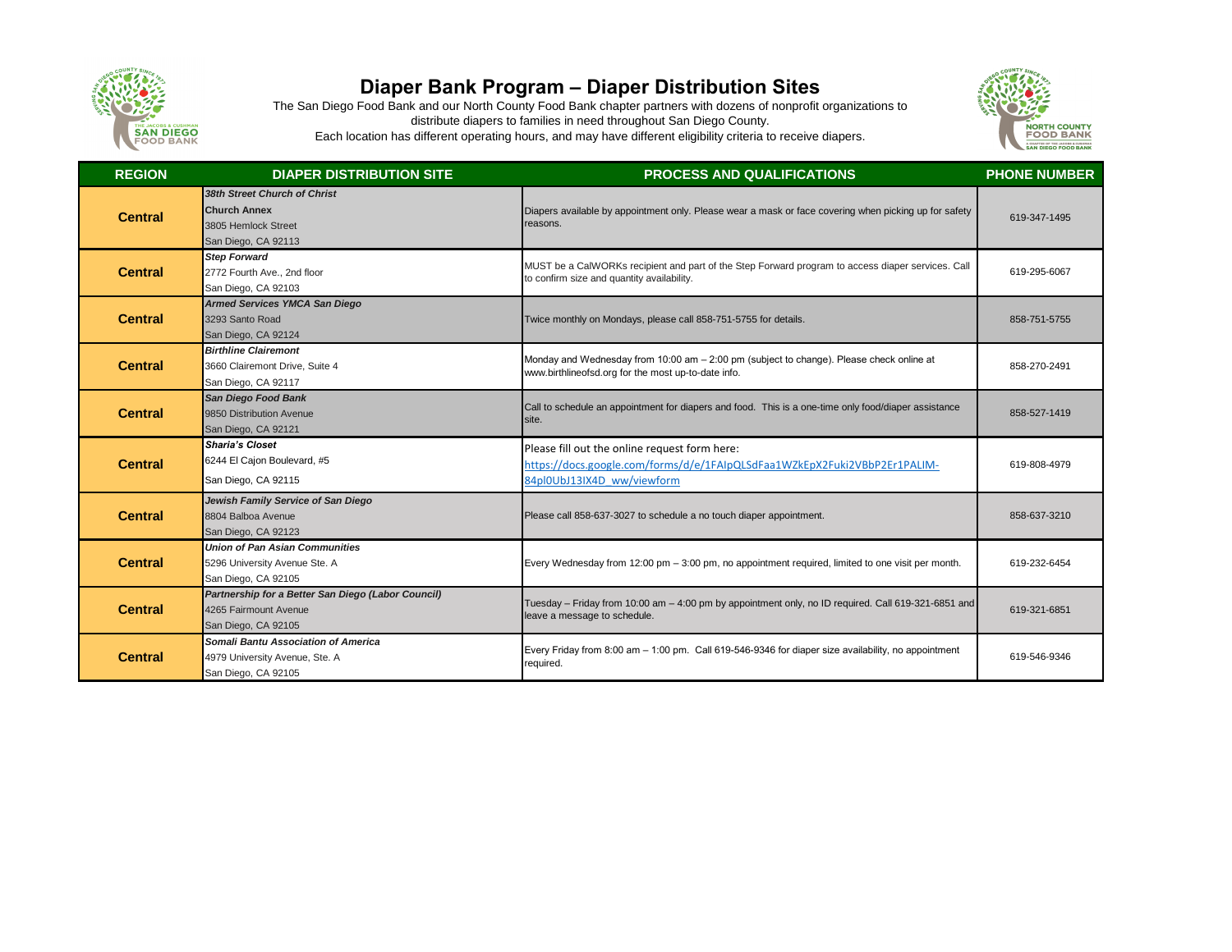# Diaper Bank Program – Diaper Distribution Sites

The San Diego Food Bank and our North County Food Bank chapter partners with dozens of nonprofit organizations to distribute diapers to families in need throughout San Diego County.
Each location has different operating hours, and may have different eligibility criteria to receive diapers.

| REGION | DIAPER DISTRIBUTION SITE | PROCESS AND QUALIFICATIONS | PHONE NUMBER |
|---|---|---|---|
| Central | ***38th Street Church of Christ*** **Church Annex** 3805 Hemlock Street San Diego, CA 92113 | Diapers available by appointment only. Please wear a mask or face covering when picking up for safety reasons. | 619-347-1495 |
| Central | ***Step Forward*** 2772 Fourth Ave., 2nd floor San Diego, CA 92103 | MUST be a CalWORKs recipient and part of the Step Forward program to access diaper services. Call to confirm size and quantity availability. | 619-295-6067 |
| Central | ***Armed Services YMCA San Diego*** 3293 Santo Road San Diego, CA 92124 | Twice monthly on Mondays, please call 858-751-5755 for details. | 858-751-5755 |
| Central | ***Birthline Clairemont*** 3660 Clairemont Drive, Suite 4 San Diego, CA 92117 | Monday and Wednesday from 10:00 am – 2:00 pm (subject to change). Please check online at www.birthlineofsd.org for the most up-to-date info. | 858-270-2491 |
| Central | ***San Diego Food Bank*** 9850 Distribution Avenue San Diego, CA 92121 | Call to schedule an appointment for diapers and food. This is a one-time only food/diaper assistance site. | 858-527-1419 |
| Central | ***Sharia's Closet*** 6244 El Cajon Boulevard, #5 San Diego, CA 92115 | Please fill out the online request form here: https://docs.google.com/forms/d/e/1FAIpQLSdFaa1WZkEpX2Fuki2VBbP2Er1PALIM-84pl0UbJ13IX4D_ww/viewform | 619-808-4979 |
| Central | ***Jewish Family Service of San Diego*** 8804 Balboa Avenue San Diego, CA 92123 | Please call 858-637-3027 to schedule a no touch diaper appointment. | 858-637-3210 |
| Central | ***Union of Pan Asian Communities*** 5296 University Avenue Ste. A San Diego, CA 92105 | Every Wednesday from 12:00 pm – 3:00 pm, no appointment required, limited to one visit per month. | 619-232-6454 |
| Central | ***Partnership for a Better San Diego (Labor Council)*** 4265 Fairmount Avenue San Diego, CA 92105 | Tuesday – Friday from 10:00 am – 4:00 pm by appointment only, no ID required. Call 619-321-6851 and leave a message to schedule. | 619-321-6851 |
| Central | ***Somali Bantu Association of America*** 4979 University Avenue, Ste. A San Diego, CA 92105 | Every Friday from 8:00 am – 1:00 pm. Call 619-546-9346 for diaper size availability, no appointment required. | 619-546-9346 |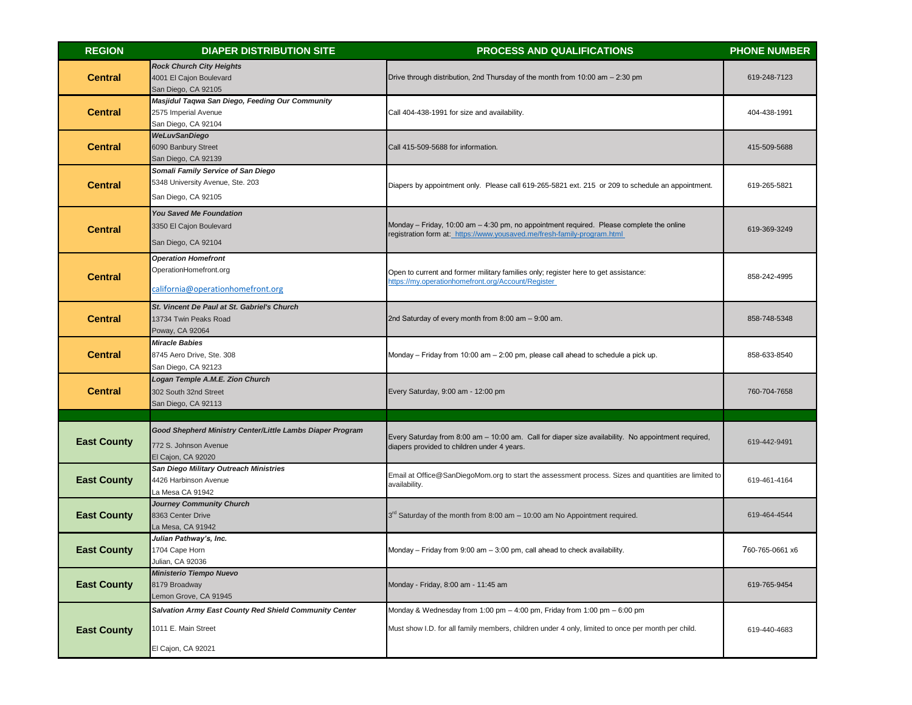| REGION | DIAPER DISTRIBUTION SITE | PROCESS AND QUALIFICATIONS | PHONE NUMBER |
|---|---|---|---|
| **Central** | ***Rock Church City Heights***<br>4001 El Cajon Boulevard<br>San Diego, CA 92105 | Drive through distribution, 2nd Thursday of the month from 10:00 am – 2:30 pm | 619-248-7123 |
| **Central** | ***Masjidul Taqwa San Diego, Feeding Our Community***<br>2575 Imperial Avenue<br>San Diego, CA 92104 | Call 404-438-1991 for size and availability. | 404-438-1991 |
| **Central** | ***WeLuvSanDiego***<br>6090 Banbury Street<br>San Diego, CA 92139 | Call 415-509-5688 for information. | 415-509-5688 |
| **Central** | ***Somali Family Service of San Diego***<br>5348 University Avenue, Ste. 203<br>San Diego, CA 92105 | Diapers by appointment only. Please call 619-265-5821 ext. 215 or 209 to schedule an appointment. | 619-265-5821 |
| **Central** | ***You Saved Me Foundation***<br>3350 El Cajon Boulevard<br>San Diego, CA 92104 | Monday – Friday, 10:00 am – 4:30 pm, no appointment required. Please complete the online registration form at: https://www.yousaved.me/fresh-family-program.html | 619-369-3249 |
| **Central** | ***Operation Homefront***<br>OperationHomefront.org<br>california@operationhomefront.org | Open to current and former military families only; register here to get assistance: https://my.operationhomefront.org/Account/Register | 858-242-4995 |
| **Central** | ***St. Vincent De Paul at St. Gabriel's Church***<br>13734 Twin Peaks Road<br>Poway, CA 92064 | 2nd Saturday of every month from 8:00 am – 9:00 am. | 858-748-5348 |
| **Central** | ***Miracle Babies***<br>8745 Aero Drive, Ste. 308<br>San Diego, CA 92123 | Monday – Friday from 10:00 am – 2:00 pm, please call ahead to schedule a pick up. | 858-633-8540 |
| **Central** | ***Logan Temple A.M.E. Zion Church***<br>302 South 32nd Street<br>San Diego, CA 92113 | Every Saturday, 9:00 am - 12:00 pm | 760-704-7658 |
| | | | |
| **East County** | ***Good Shepherd Ministry Center/Little Lambs Diaper Program***<br>772 S. Johnson Avenue<br>El Cajon, CA 92020 | Every Saturday from 8:00 am – 10:00 am. Call for diaper size availability. No appointment required, diapers provided to children under 4 years. | 619-442-9491 |
| **East County** | ***San Diego Military Outreach Ministries***<br>4426 Harbinson Avenue<br>La Mesa CA 91942 | Email at Office@SanDiegoMom.org to start the assessment process. Sizes and quantities are limited to availability. | 619-461-4164 |
| **East County** | ***Journey Community Church***<br>8363 Center Drive<br>La Mesa, CA 91942 | 3rd Saturday of the month from 8:00 am – 10:00 am No Appointment required. | 619-464-4544 |
| **East County** | ***Julian Pathway's, Inc.***<br>1704 Cape Horn<br>Julian, CA 92036 | Monday – Friday from 9:00 am – 3:00 pm, call ahead to check availability. | 760-765-0661 x6 |
| **East County** | ***Ministerio Tiempo Nuevo***<br>8179 Broadway<br>Lemon Grove, CA 91945 | Monday - Friday, 8:00 am - 11:45 am | 619-765-9454 |
| **East County** | ***Salvation Army East County Red Shield Community Center***<br>1011 E. Main Street<br>El Cajon, CA 92021 | Monday & Wednesday from 1:00 pm – 4:00 pm, Friday from 1:00 pm – 6:00 pm<br>Must show I.D. for all family members, children under 4 only, limited to once per month per child. | 619-440-4683 |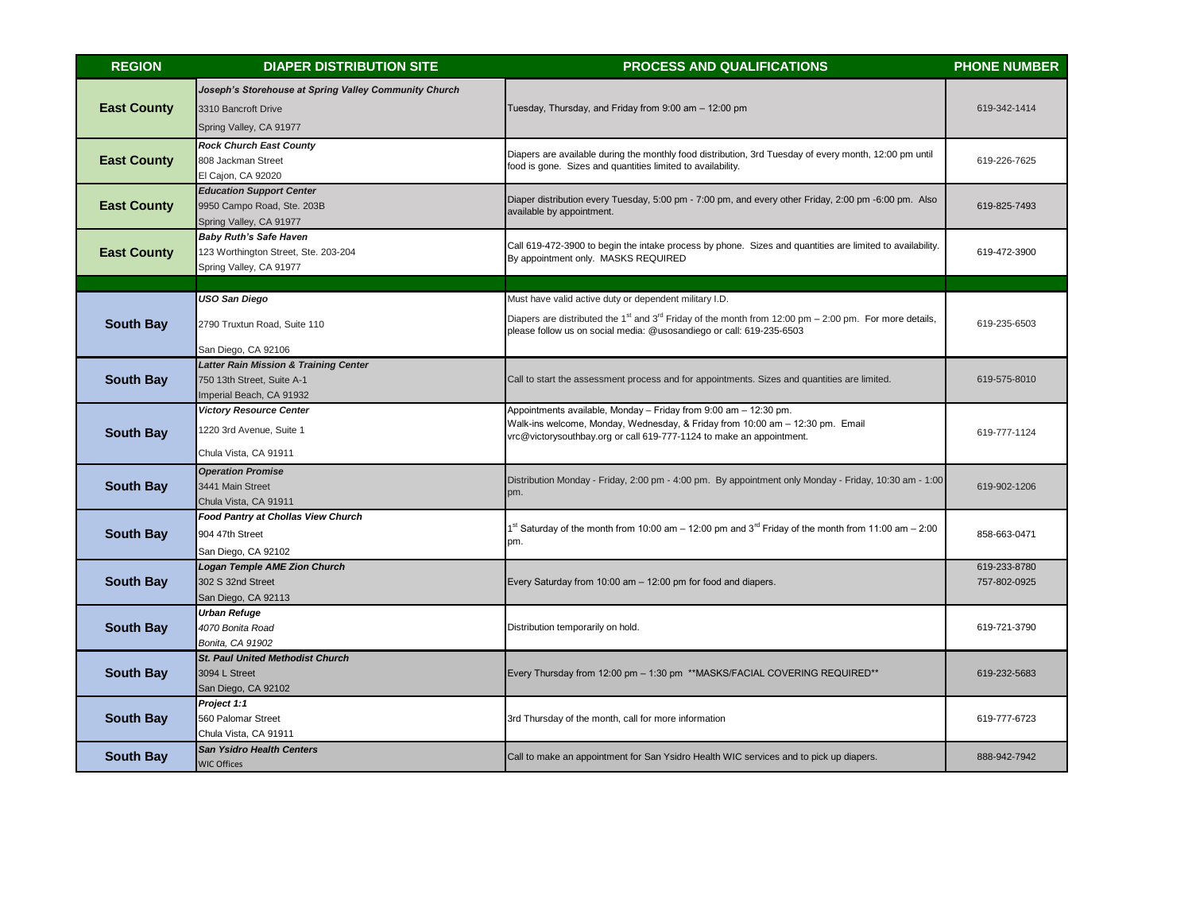| REGION | DIAPER DISTRIBUTION SITE | PROCESS AND QUALIFICATIONS | PHONE NUMBER |
|---|---|---|---|
| **East County** | ***Joseph's Storehouse at Spring Valley Community Church***<br>3310 Bancroft Drive<br>Spring Valley, CA 91977 | Tuesday, Thursday, and Friday from 9:00 am – 12:00 pm | 619-342-1414 |
| **East County** | ***Rock Church East County***<br>808 Jackman Street<br>El Cajon, CA 92020 | Diapers are available during the monthly food distribution, 3rd Tuesday of every month, 12:00 pm until food is gone. Sizes and quantities limited to availability. | 619-226-7625 |
| **East County** | ***Education Support Center***<br>9950 Campo Road, Ste. 203B<br>Spring Valley, CA 91977 | Diaper distribution every Tuesday, 5:00 pm - 7:00 pm, and every other Friday, 2:00 pm -6:00 pm. Also available by appointment. | 619-825-7493 |
| **East County** | ***Baby Ruth's Safe Haven***<br>123 Worthington Street, Ste. 203-204<br>Spring Valley, CA 91977 | Call 619-472-3900 to begin the intake process by phone. Sizes and quantities are limited to availability. By appointment only. MASKS REQUIRED | 619-472-3900 |
| | | | |
| **South Bay** | ***USO San Diego***<br>2790 Truxtun Road, Suite 110<br>San Diego, CA 92106 | Must have valid active duty or dependent military I.D.<br>Diapers are distributed the 1st and 3rd Friday of the month from 12:00 pm – 2:00 pm. For more details, please follow us on social media: @usosandiego or call: 619-235-6503 | 619-235-6503 |
| **South Bay** | ***Latter Rain Mission & Training Center***<br>750 13th Street, Suite A-1<br>Imperial Beach, CA 91932 | Call to start the assessment process and for appointments. Sizes and quantities are limited. | 619-575-8010 |
| **South Bay** | ***Victory Resource Center***<br>1220 3rd Avenue, Suite 1<br>Chula Vista, CA 91911 | Appointments available, Monday – Friday from 9:00 am – 12:30 pm.<br>Walk-ins welcome, Monday, Wednesday, & Friday from 10:00 am – 12:30 pm. Email vrc@victorysouthbay.org or call 619-777-1124 to make an appointment. | 619-777-1124 |
| **South Bay** | ***Operation Promise***<br>3441 Main Street<br>Chula Vista, CA 91911 | Distribution Monday - Friday, 2:00 pm - 4:00 pm. By appointment only Monday - Friday, 10:30 am - 1:00 pm. | 619-902-1206 |
| **South Bay** | ***Food Pantry at Chollas View Church***<br>904 47th Street<br>San Diego, CA 92102 | 1st Saturday of the month from 10:00 am – 12:00 pm and 3rd Friday of the month from 11:00 am – 2:00 pm. | 858-663-0471 |
| **South Bay** | ***Logan Temple AME Zion Church***<br>302 S 32nd Street<br>San Diego, CA 92113 | Every Saturday from 10:00 am – 12:00 pm for food and diapers. | 619-233-8780<br>757-802-0925 |
| **South Bay** | ***Urban Refuge***<br>*4070 Bonita Road*<br>*Bonita, CA 91902* | Distribution temporarily on hold. | 619-721-3790 |
| **South Bay** | ***St. Paul United Methodist Church***<br>3094 L Street<br>San Diego, CA 92102 | Every Thursday from 12:00 pm – 1:30 pm **MASKS/FACIAL COVERING REQUIRED** | 619-232-5683 |
| **South Bay** | ***Project 1:1***<br>560 Palomar Street<br>Chula Vista, CA 91911 | 3rd Thursday of the month, call for more information | 619-777-6723 |
| **South Bay** | ***San Ysidro Health Centers***<br>WIC Offices | Call to make an appointment for San Ysidro Health WIC services and to pick up diapers. | 888-942-7942 |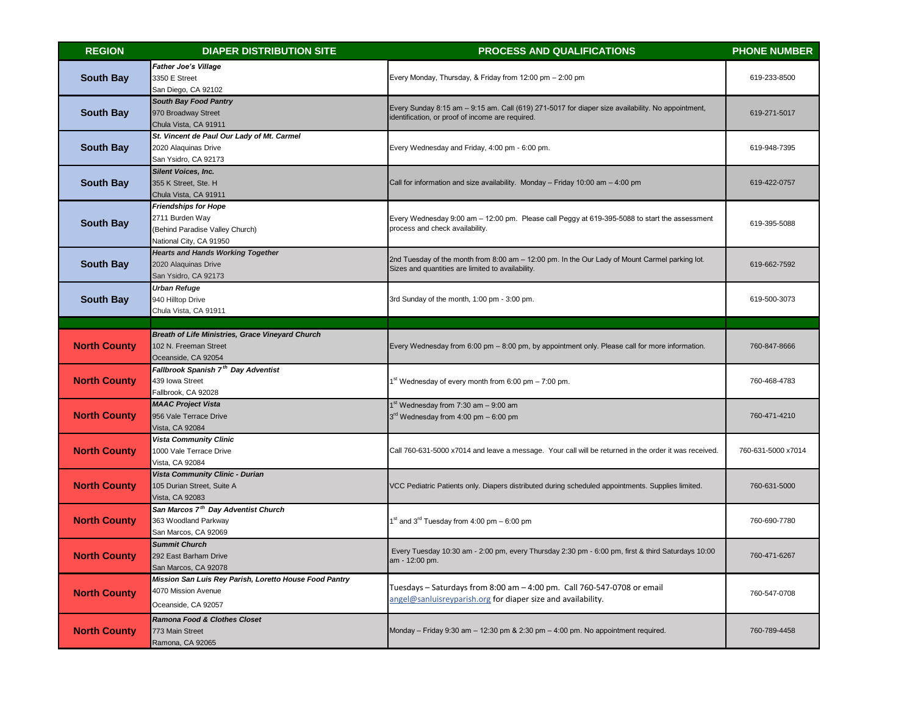| REGION | DIAPER DISTRIBUTION SITE | PROCESS AND QUALIFICATIONS | PHONE NUMBER |
|---|---|---|---|
| South Bay | ***Father Joe's Village***<br>3350 E Street<br>San Diego, CA 92102 | Every Monday, Thursday, & Friday from 12:00 pm – 2:00 pm | 619-233-8500 |
| South Bay | ***South Bay Food Pantry***<br>970 Broadway Street<br>Chula Vista, CA 91911 | Every Sunday 8:15 am – 9:15 am. Call (619) 271-5017 for diaper size availability. No appointment, identification, or proof of income are required. | 619-271-5017 |
| South Bay | ***St. Vincent de Paul Our Lady of Mt. Carmel***<br>2020 Alaquinas Drive<br>San Ysidro, CA 92173 | Every Wednesday and Friday, 4:00 pm - 6:00 pm. | 619-948-7395 |
| South Bay | ***Silent Voices, Inc.***<br>355 K Street, Ste. H<br>Chula Vista, CA 91911 | Call for information and size availability. Monday – Friday 10:00 am – 4:00 pm | 619-422-0757 |
| South Bay | ***Friendships for Hope***<br>2711 Burden Way<br>(Behind Paradise Valley Church)<br>National City, CA 91950 | Every Wednesday 9:00 am – 12:00 pm. Please call Peggy at 619-395-5088 to start the assessment process and check availability. | 619-395-5088 |
| South Bay | ***Hearts and Hands Working Together***<br>2020 Alaquinas Drive<br>San Ysidro, CA 92173 | 2nd Tuesday of the month from 8:00 am – 12:00 pm. In the Our Lady of Mount Carmel parking lot. Sizes and quantities are limited to availability. | 619-662-7592 |
| South Bay | ***Urban Refuge***<br>940 Hilltop Drive<br>Chula Vista, CA 91911 | 3rd Sunday of the month, 1:00 pm - 3:00 pm. | 619-500-3073 |
| | | | |
| North County | ***Breath of Life Ministries, Grace Vineyard Church***<br>102 N. Freeman Street<br>Oceanside, CA 92054 | Every Wednesday from 6:00 pm – 8:00 pm, by appointment only. Please call for more information. | 760-847-8666 |
| North County | ***Fallbrook Spanish 7th Day Adventist***<br>439 Iowa Street<br>Fallbrook, CA 92028 | 1st Wednesday of every month from 6:00 pm – 7:00 pm. | 760-468-4783 |
| North County | ***MAAC Project Vista***<br>956 Vale Terrace Drive<br>Vista, CA 92084 | 1st Wednesday from 7:30 am – 9:00 am<br>3rd Wednesday from 4:00 pm – 6:00 pm | 760-471-4210 |
| North County | ***Vista Community Clinic***<br>1000 Vale Terrace Drive<br>Vista, CA 92084 | Call 760-631-5000 x7014 and leave a message. Your call will be returned in the order it was received. | 760-631-5000 x7014 |
| North County | ***Vista Community Clinic - Durian***<br>105 Durian Street, Suite A<br>Vista, CA 92083 | VCC Pediatric Patients only. Diapers distributed during scheduled appointments. Supplies limited. | 760-631-5000 |
| North County | ***San Marcos 7th Day Adventist Church***<br>363 Woodland Parkway<br>San Marcos, CA 92069 | 1st and 3rd Tuesday from 4:00 pm – 6:00 pm | 760-690-7780 |
| North County | ***Summit Church***<br>292 East Barham Drive<br>San Marcos, CA 92078 | Every Tuesday 10:30 am - 2:00 pm, every Thursday 2:30 pm - 6:00 pm, first & third Saturdays 10:00 am - 12:00 pm. | 760-471-6267 |
| North County | ***Mission San Luis Rey Parish, Loretto House Food Pantry***<br>4070 Mission Avenue<br>Oceanside, CA 92057 | Tuesdays – Saturdays from 8:00 am – 4:00 pm. Call 760-547-0708 or email angel@sanluisreyparish.org for diaper size and availability. | 760-547-0708 |
| North County | ***Ramona Food & Clothes Closet***<br>773 Main Street<br>Ramona, CA 92065 | Monday – Friday 9:30 am – 12:30 pm & 2:30 pm – 4:00 pm. No appointment required. | 760-789-4458 |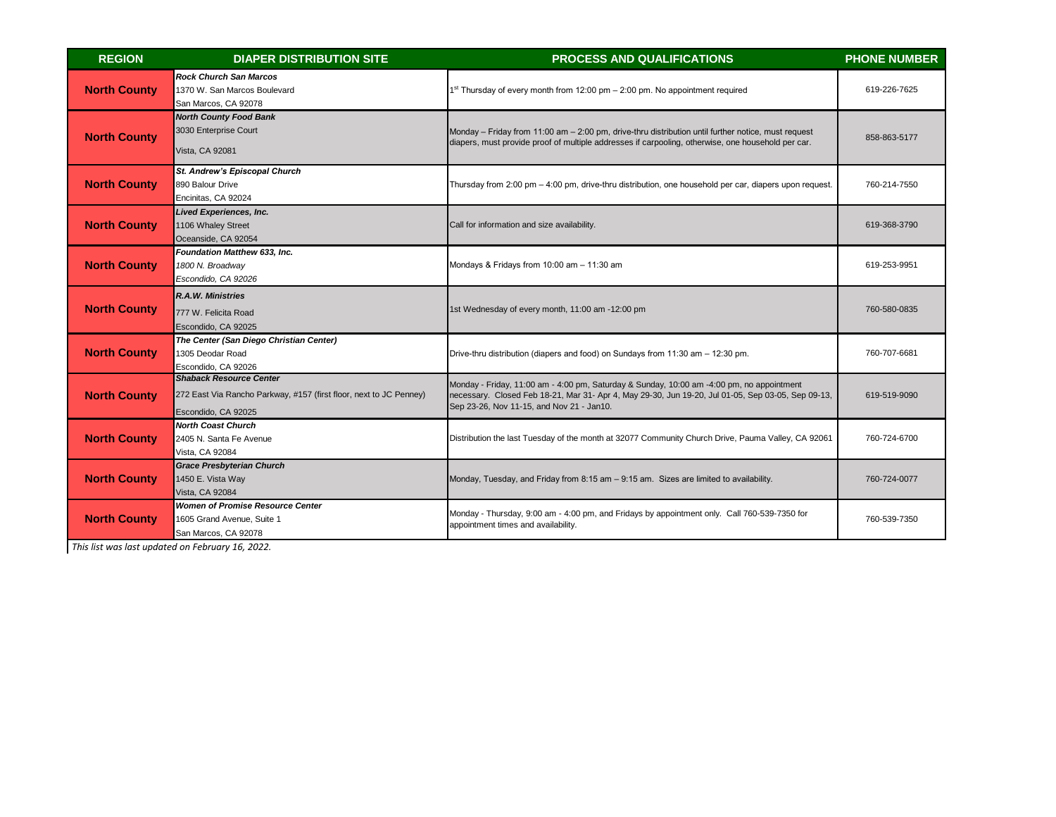| REGION | DIAPER DISTRIBUTION SITE | PROCESS AND QUALIFICATIONS | PHONE NUMBER |
|---|---|---|---|
| **North County** | ***Rock Church San Marcos*** 1370 W. San Marcos Boulevard San Marcos, CA 92078 | 1st Thursday of every month from 12:00 pm – 2:00 pm. No appointment required | 619-226-7625 |
| **North County** | ***North County Food Bank*** 3030 Enterprise Court Vista, CA 92081 | Monday – Friday from 11:00 am – 2:00 pm, drive-thru distribution until further notice, must request diapers, must provide proof of multiple addresses if carpooling, otherwise, one household per car. | 858-863-5177 |
| **North County** | ***St. Andrew's Episcopal Church*** 890 Balour Drive Encinitas, CA 92024 | Thursday from 2:00 pm – 4:00 pm, drive-thru distribution, one household per car, diapers upon request. | 760-214-7550 |
| **North County** | ***Lived Experiences, Inc.*** 1106 Whaley Street Oceanside, CA 92054 | Call for information and size availability. | 619-368-3790 |
| **North County** | ***Foundation Matthew 633, Inc.*** *1800 N. Broadway* *Escondido, CA 92026* | Mondays & Fridays from 10:00 am – 11:30 am | 619-253-9951 |
| **North County** | ***R.A.W. Ministries*** 777 W. Felicita Road Escondido, CA 92025 | 1st Wednesday of every month, 11:00 am -12:00 pm | 760-580-0835 |
| **North County** | ***The Center (San Diego Christian Center)*** 1305 Deodar Road Escondido, CA 92026 | Drive-thru distribution (diapers and food) on Sundays from 11:30 am – 12:30 pm. | 760-707-6681 |
| **North County** | ***Shaback Resource Center*** 272 East Via Rancho Parkway, #157 (first floor, next to JC Penney) Escondido, CA 92025 | Monday - Friday, 11:00 am - 4:00 pm, Saturday & Sunday, 10:00 am -4:00 pm, no appointment necessary. Closed Feb 18-21, Mar 31- Apr 4, May 29-30, Jun 19-20, Jul 01-05, Sep 03-05, Sep 09-13, Sep 23-26, Nov 11-15, and Nov 21 - Jan10. | 619-519-9090 |
| **North County** | ***North Coast Church*** 2405 N. Santa Fe Avenue Vista, CA 92084 | Distribution the last Tuesday of the month at 32077 Community Church Drive, Pauma Valley, CA 92061 | 760-724-6700 |
| **North County** | ***Grace Presbyterian Church*** 1450 E. Vista Way Vista, CA 92084 | Monday, Tuesday, and Friday from 8:15 am – 9:15 am. Sizes are limited to availability. | 760-724-0077 |
| **North County** | ***Women of Promise Resource Center*** 1605 Grand Avenue, Suite 1 San Marcos, CA 92078 | Monday - Thursday, 9:00 am - 4:00 pm, and Fridays by appointment only. Call 760-539-7350 for appointment times and availability. | 760-539-7350 |

*This list was last updated on February 16, 2022.*